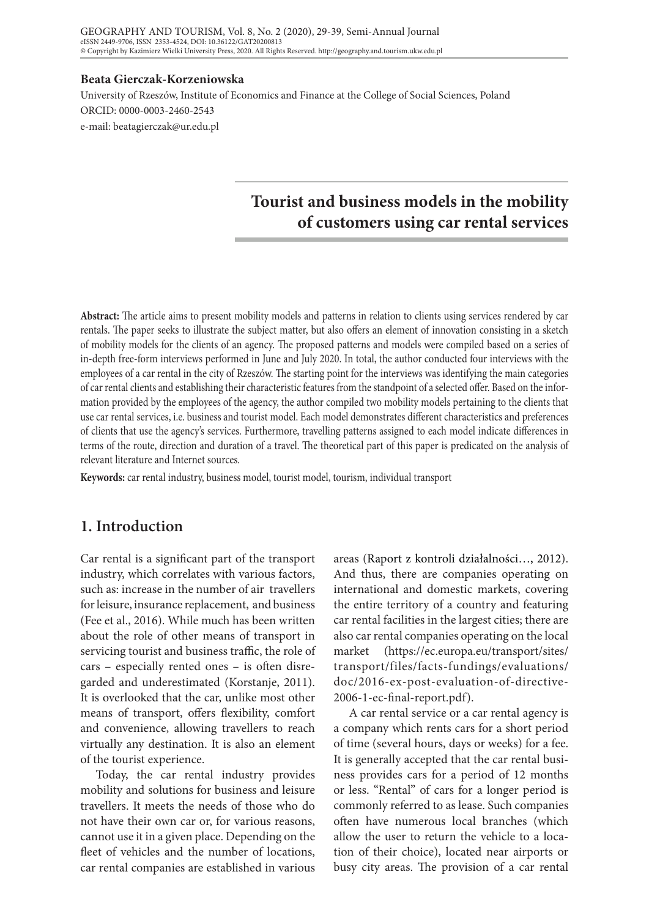**Beata Gierczak-Korzeniowska**

University of Rzeszów, Institute of Economics and Finance at the College of Social Sciences, Poland
ORCID: 0000-0003-2460-2543
e-mail: beatagierczak@ur.edu.pl

# Tourist and business models in the mobility of customers using car rental services

**Abstract:** The article aims to present mobility models and patterns in relation to clients using services rendered by car rentals. The paper seeks to illustrate the subject matter, but also offers an element of innovation consisting in a sketch of mobility models for the clients of an agency. The proposed patterns and models were compiled based on a series of in-depth free-form interviews performed in June and July 2020. In total, the author conducted four interviews with the employees of a car rental in the city of Rzeszów. The starting point for the interviews was identifying the main categories of car rental clients and establishing their characteristic features from the standpoint of a selected offer. Based on the information provided by the employees of the agency, the author compiled two mobility models pertaining to the clients that use car rental services, i.e. business and tourist model. Each model demonstrates different characteristics and preferences of clients that use the agency's services. Furthermore, travelling patterns assigned to each model indicate differences in terms of the route, direction and duration of a travel. The theoretical part of this paper is predicated on the analysis of relevant literature and Internet sources.

**Keywords:** car rental industry, business model, tourist model, tourism, individual transport

## 1. Introduction

Car rental is a significant part of the transport industry, which correlates with various factors, such as: increase in the number of air travellers for leisure, insurance replacement, and business (Fee et al., 2016). While much has been written about the role of other means of transport in servicing tourist and business traffic, the role of cars – especially rented ones – is often disregarded and underestimated (Korstanje, 2011). It is overlooked that the car, unlike most other means of transport, offers flexibility, comfort and convenience, allowing travellers to reach virtually any destination. It is also an element of the tourist experience.

Today, the car rental industry provides mobility and solutions for business and leisure travellers. It meets the needs of those who do not have their own car or, for various reasons, cannot use it in a given place. Depending on the fleet of vehicles and the number of locations, car rental companies are established in various areas (Raport z kontroli działalności…, 2012). And thus, there are companies operating on international and domestic markets, covering the entire territory of a country and featuring car rental facilities in the largest cities; there are also car rental companies operating on the local market (https://ec.europa.eu/transport/sites/transport/files/facts-fundings/evaluations/doc/2016-ex-post-evaluation-of-directive-2006-1-ec-final-report.pdf).

A car rental service or a car rental agency is a company which rents cars for a short period of time (several hours, days or weeks) for a fee. It is generally accepted that the car rental business provides cars for a period of 12 months or less. "Rental" of cars for a longer period is commonly referred to as lease. Such companies often have numerous local branches (which allow the user to return the vehicle to a location of their choice), located near airports or busy city areas. The provision of a car rental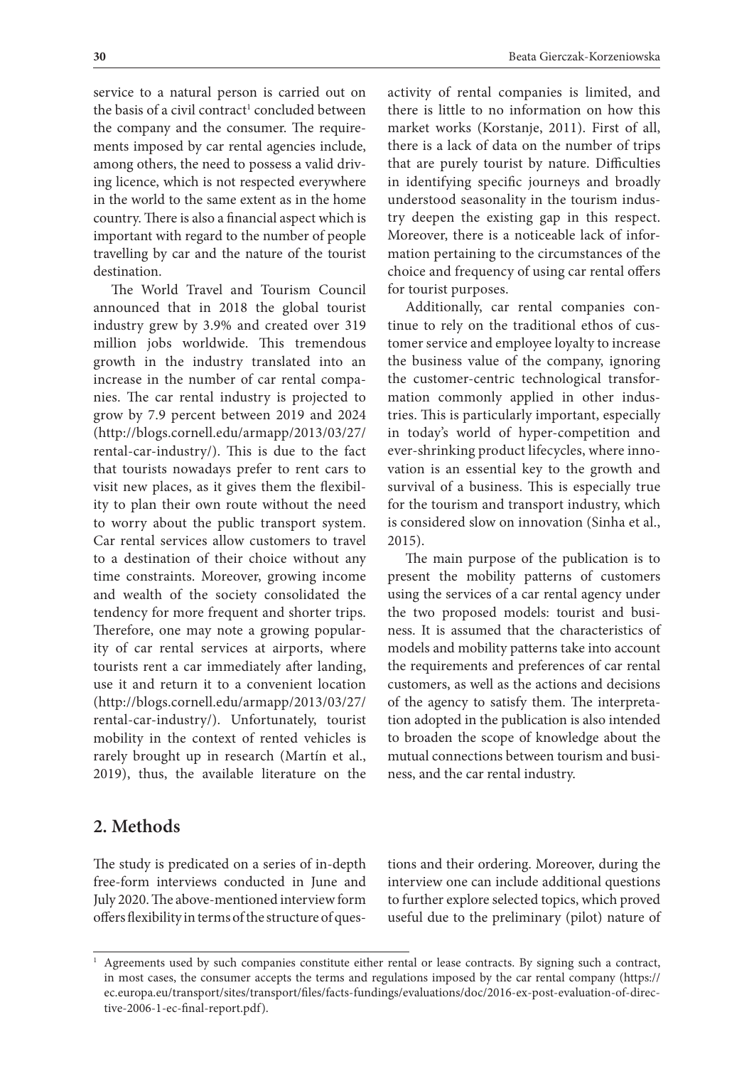service to a natural person is carried out on the basis of a civil contract[1] concluded between the company and the consumer. The requirements imposed by car rental agencies include, among others, the need to possess a valid driving licence, which is not respected everywhere in the world to the same extent as in the home country. There is also a financial aspect which is important with regard to the number of people travelling by car and the nature of the tourist destination.

The World Travel and Tourism Council announced that in 2018 the global tourist industry grew by 3.9% and created over 319 million jobs worldwide. This tremendous growth in the industry translated into an increase in the number of car rental companies. The car rental industry is projected to grow by 7.9 percent between 2019 and 2024 (http://blogs.cornell.edu/armapp/2013/03/27/rental-car-industry/). This is due to the fact that tourists nowadays prefer to rent cars to visit new places, as it gives them the flexibility to plan their own route without the need to worry about the public transport system. Car rental services allow customers to travel to a destination of their choice without any time constraints. Moreover, growing income and wealth of the society consolidated the tendency for more frequent and shorter trips. Therefore, one may note a growing popularity of car rental services at airports, where tourists rent a car immediately after landing, use it and return it to a convenient location (http://blogs.cornell.edu/armapp/2013/03/27/rental-car-industry/). Unfortunately, tourist mobility in the context of rented vehicles is rarely brought up in research (Martín et al., 2019), thus, the available literature on the activity of rental companies is limited, and there is little to no information on how this market works (Korstanje, 2011). First of all, there is a lack of data on the number of trips that are purely tourist by nature. Difficulties in identifying specific journeys and broadly understood seasonality in the tourism industry deepen the existing gap in this respect. Moreover, there is a noticeable lack of information pertaining to the circumstances of the choice and frequency of using car rental offers for tourist purposes.

Additionally, car rental companies continue to rely on the traditional ethos of customer service and employee loyalty to increase the business value of the company, ignoring the customer-centric technological transformation commonly applied in other industries. This is particularly important, especially in today's world of hyper-competition and ever-shrinking product lifecycles, where innovation is an essential key to the growth and survival of a business. This is especially true for the tourism and transport industry, which is considered slow on innovation (Sinha et al., 2015).

The main purpose of the publication is to present the mobility patterns of customers using the services of a car rental agency under the two proposed models: tourist and business. It is assumed that the characteristics of models and mobility patterns take into account the requirements and preferences of car rental customers, as well as the actions and decisions of the agency to satisfy them. The interpretation adopted in the publication is also intended to broaden the scope of knowledge about the mutual connections between tourism and business, and the car rental industry.

## 2. Methods

The study is predicated on a series of in-depth free-form interviews conducted in June and July 2020. The above-mentioned interview form offers flexibility in terms of the structure of questions and their ordering. Moreover, during the interview one can include additional questions to further explore selected topics, which proved useful due to the preliminary (pilot) nature of

---

[1] Agreements used by such companies constitute either rental or lease contracts. By signing such a contract, in most cases, the consumer accepts the terms and regulations imposed by the car rental company (https://ec.europa.eu/transport/sites/transport/files/facts-fundings/evaluations/doc/2016-ex-post-evaluation-of-directive-2006-1-ec-final-report.pdf).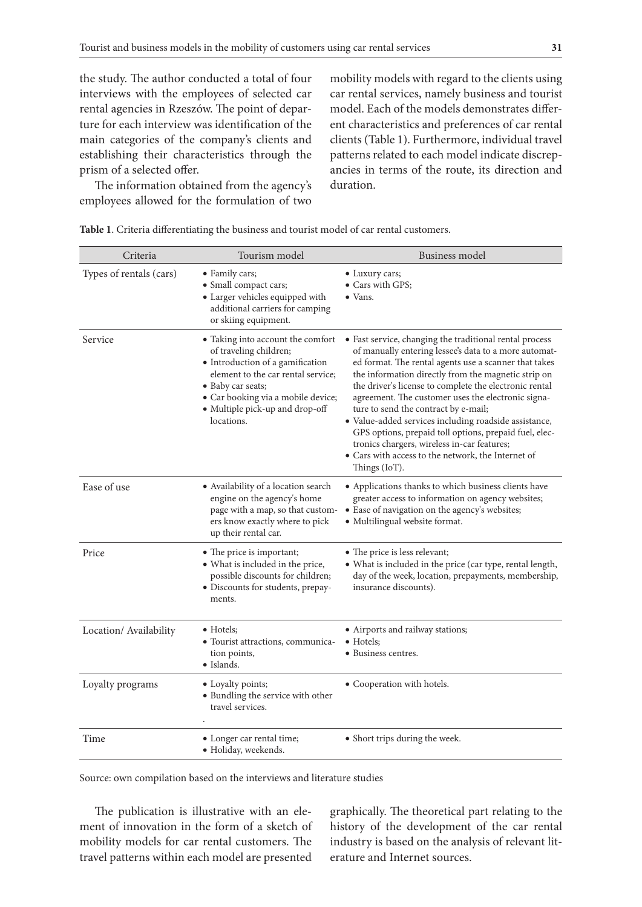the study. The author conducted a total of four interviews with the employees of selected car rental agencies in Rzeszów. The point of departure for each interview was identification of the main categories of the company's clients and establishing their characteristics through the prism of a selected offer.

The information obtained from the agency's employees allowed for the formulation of two mobility models with regard to the clients using car rental services, namely business and tourist model. Each of the models demonstrates different characteristics and preferences of car rental clients (Table 1). Furthermore, individual travel patterns related to each model indicate discrepancies in terms of the route, its direction and duration.

**Table 1**. Criteria differentiating the business and tourist model of car rental customers.

| Criteria | Tourism model | Business model |
|---|---|---|
| Types of rentals (cars) | • Family cars;<br>• Small compact cars;<br>• Larger vehicles equipped with additional carriers for camping or skiing equipment. | • Luxury cars;<br>• Cars with GPS;<br>• Vans. |
| Service | • Taking into account the comfort of traveling children;<br>• Introduction of a gamification element to the car rental service;<br>• Baby car seats;<br>• Car booking via a mobile device;<br>• Multiple pick-up and drop-off locations. | • Fast service, changing the traditional rental process of manually entering lessee's data to a more automated format. The rental agents use a scanner that takes the information directly from the magnetic strip on the driver's license to complete the electronic rental agreement. The customer uses the electronic signature to send the contract by e-mail;<br>• Value-added services including roadside assistance, GPS options, prepaid toll options, prepaid fuel, electronics chargers, wireless in-car features;<br>• Cars with access to the network, the Internet of Things (IoT). |
| Ease of use | • Availability of a location search engine on the agency's home page with a map, so that customers know exactly where to pick up their rental car. | • Applications thanks to which business clients have greater access to information on agency websites;<br>• Ease of navigation on the agency's websites;<br>• Multilingual website format. |
| Price | • The price is important;<br>• What is included in the price, possible discounts for children;<br>• Discounts for students, prepayments. | • The price is less relevant;<br>• What is included in the price (car type, rental length, day of the week, location, prepayments, membership, insurance discounts). |
| Location/ Availability | • Hotels;<br>• Tourist attractions, communication points,<br>• Islands. | • Airports and railway stations;<br>• Hotels;<br>• Business centres. |
| Loyalty programs | • Loyalty points;<br>• Bundling the service with other travel services.<br>. | • Cooperation with hotels. |
| Time | • Longer car rental time;<br>• Holiday, weekends. | • Short trips during the week. |

Source: own compilation based on the interviews and literature studies

The publication is illustrative with an element of innovation in the form of a sketch of mobility models for car rental customers. The travel patterns within each model are presented graphically. The theoretical part relating to the history of the development of the car rental industry is based on the analysis of relevant literature and Internet sources.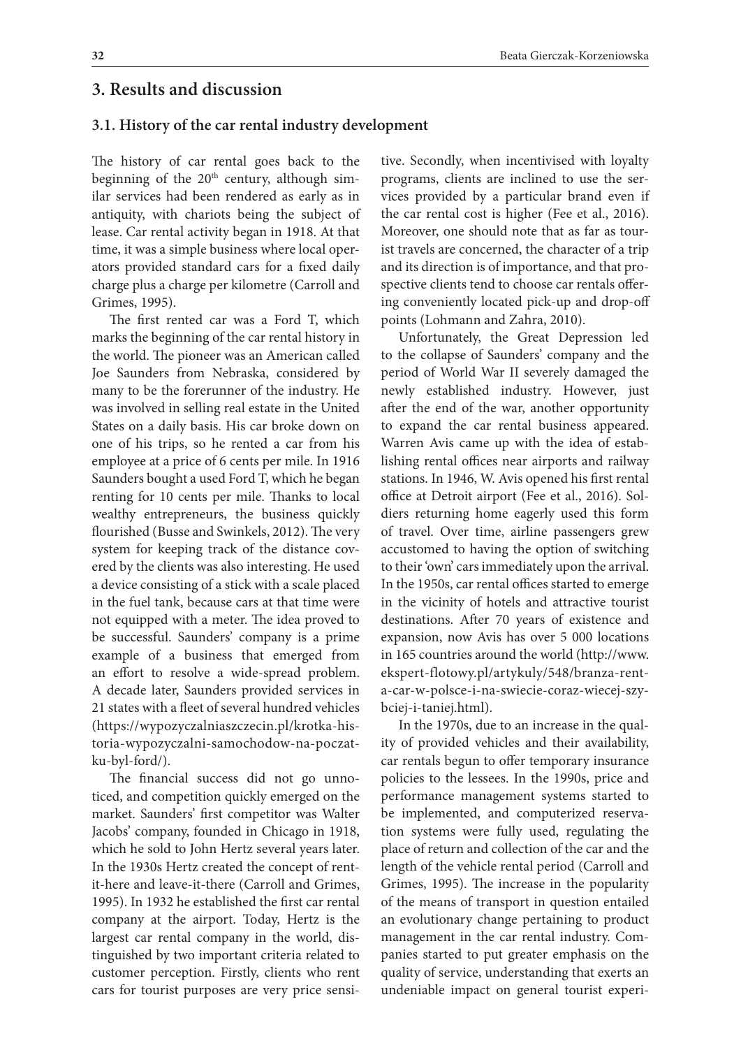## 3. Results and discussion

### 3.1. History of the car rental industry development

The history of car rental goes back to the beginning of the 20th century, although similar services had been rendered as early as in antiquity, with chariots being the subject of lease. Car rental activity began in 1918. At that time, it was a simple business where local operators provided standard cars for a fixed daily charge plus a charge per kilometre (Carroll and Grimes, 1995).

The first rented car was a Ford T, which marks the beginning of the car rental history in the world. The pioneer was an American called Joe Saunders from Nebraska, considered by many to be the forerunner of the industry. He was involved in selling real estate in the United States on a daily basis. His car broke down on one of his trips, so he rented a car from his employee at a price of 6 cents per mile. In 1916 Saunders bought a used Ford T, which he began renting for 10 cents per mile. Thanks to local wealthy entrepreneurs, the business quickly flourished (Busse and Swinkels, 2012). The very system for keeping track of the distance covered by the clients was also interesting. He used a device consisting of a stick with a scale placed in the fuel tank, because cars at that time were not equipped with a meter. The idea proved to be successful. Saunders' company is a prime example of a business that emerged from an effort to resolve a wide-spread problem. A decade later, Saunders provided services in 21 states with a fleet of several hundred vehicles (https://wypozyczalniaszczecin.pl/krotka-historia-wypozyczalni-samochodow-na-poczatku-byl-ford/).

The financial success did not go unnoticed, and competition quickly emerged on the market. Saunders' first competitor was Walter Jacobs' company, founded in Chicago in 1918, which he sold to John Hertz several years later. In the 1930s Hertz created the concept of rent-it-here and leave-it-there (Carroll and Grimes, 1995). In 1932 he established the first car rental company at the airport. Today, Hertz is the largest car rental company in the world, distinguished by two important criteria related to customer perception. Firstly, clients who rent cars for tourist purposes are very price sensitive. Secondly, when incentivised with loyalty programs, clients are inclined to use the services provided by a particular brand even if the car rental cost is higher (Fee et al., 2016). Moreover, one should note that as far as tourist travels are concerned, the character of a trip and its direction is of importance, and that prospective clients tend to choose car rentals offering conveniently located pick-up and drop-off points (Lohmann and Zahra, 2010).

Unfortunately, the Great Depression led to the collapse of Saunders' company and the period of World War II severely damaged the newly established industry. However, just after the end of the war, another opportunity to expand the car rental business appeared. Warren Avis came up with the idea of establishing rental offices near airports and railway stations. In 1946, W. Avis opened his first rental office at Detroit airport (Fee et al., 2016). Soldiers returning home eagerly used this form of travel. Over time, airline passengers grew accustomed to having the option of switching to their 'own' cars immediately upon the arrival. In the 1950s, car rental offices started to emerge in the vicinity of hotels and attractive tourist destinations. After 70 years of existence and expansion, now Avis has over 5 000 locations in 165 countries around the world (http://www.ekspert-flotowy.pl/artykuly/548/branza-rent-a-car-w-polsce-i-na-swiecie-coraz-wiecej-szybciej-i-taniej.html).

In the 1970s, due to an increase in the quality of provided vehicles and their availability, car rentals begun to offer temporary insurance policies to the lessees. In the 1990s, price and performance management systems started to be implemented, and computerized reservation systems were fully used, regulating the place of return and collection of the car and the length of the vehicle rental period (Carroll and Grimes, 1995). The increase in the popularity of the means of transport in question entailed an evolutionary change pertaining to product management in the car rental industry. Companies started to put greater emphasis on the quality of service, understanding that exerts an undeniable impact on general tourist experi-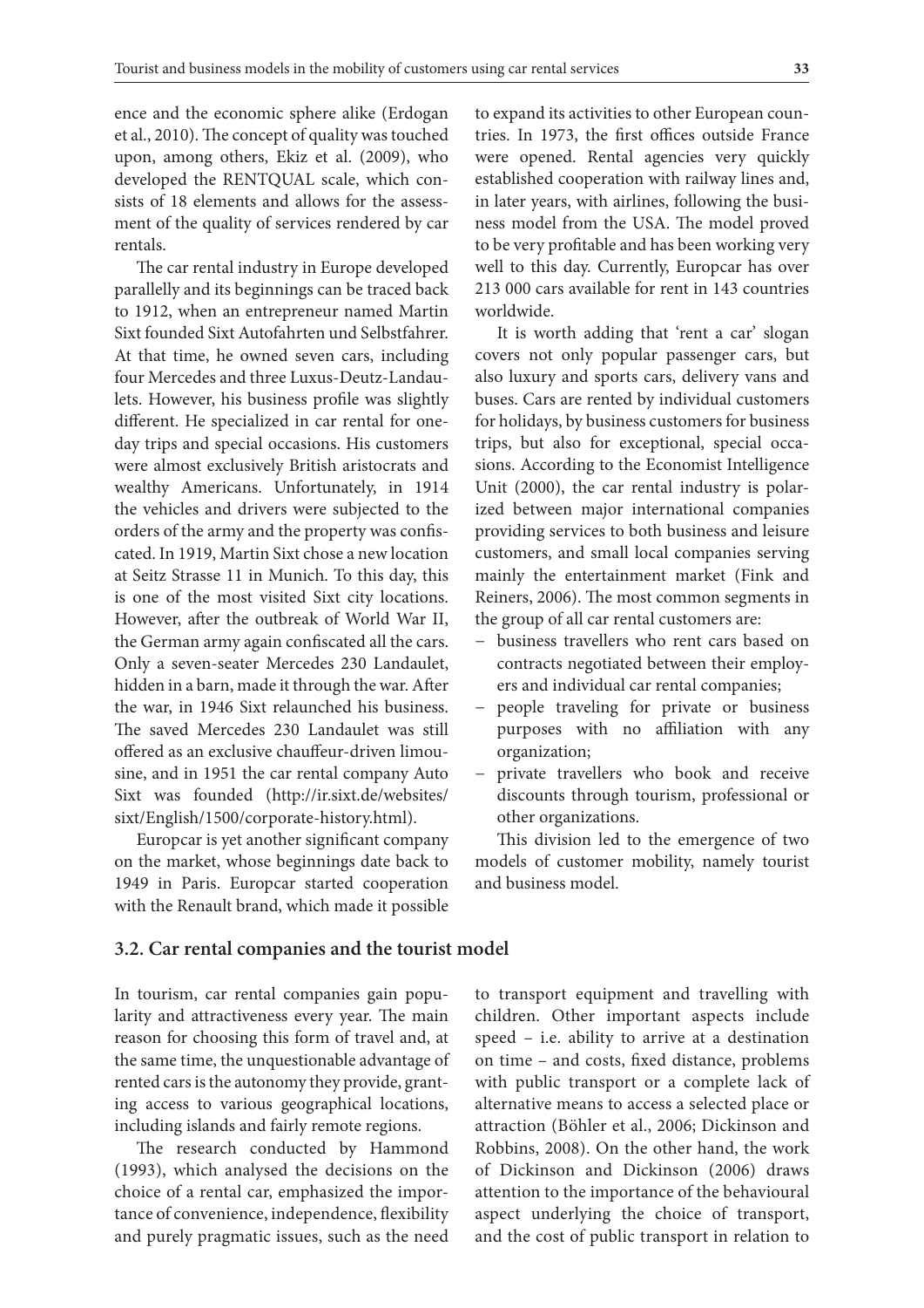ence and the economic sphere alike (Erdogan et al., 2010). The concept of quality was touched upon, among others, Ekiz et al. (2009), who developed the RENTQUAL scale, which consists of 18 elements and allows for the assessment of the quality of services rendered by car rentals.

The car rental industry in Europe developed parallelly and its beginnings can be traced back to 1912, when an entrepreneur named Martin Sixt founded Sixt Autofahrten und Selbstfahrer. At that time, he owned seven cars, including four Mercedes and three Luxus-Deutz-Landaulets. However, his business profile was slightly different. He specialized in car rental for one-day trips and special occasions. His customers were almost exclusively British aristocrats and wealthy Americans. Unfortunately, in 1914 the vehicles and drivers were subjected to the orders of the army and the property was confiscated. In 1919, Martin Sixt chose a new location at Seitz Strasse 11 in Munich. To this day, this is one of the most visited Sixt city locations. However, after the outbreak of World War II, the German army again confiscated all the cars. Only a seven-seater Mercedes 230 Landaulet, hidden in a barn, made it through the war. After the war, in 1946 Sixt relaunched his business. The saved Mercedes 230 Landaulet was still offered as an exclusive chauffeur-driven limousine, and in 1951 the car rental company Auto Sixt was founded (http://ir.sixt.de/websites/sixt/English/1500/corporate-history.html).

Europcar is yet another significant company on the market, whose beginnings date back to 1949 in Paris. Europcar started cooperation with the Renault brand, which made it possible to expand its activities to other European countries. In 1973, the first offices outside France were opened. Rental agencies very quickly established cooperation with railway lines and, in later years, with airlines, following the business model from the USA. The model proved to be very profitable and has been working very well to this day. Currently, Europcar has over 213 000 cars available for rent in 143 countries worldwide.

It is worth adding that 'rent a car' slogan covers not only popular passenger cars, but also luxury and sports cars, delivery vans and buses. Cars are rented by individual customers for holidays, by business customers for business trips, but also for exceptional, special occasions. According to the Economist Intelligence Unit (2000), the car rental industry is polarized between major international companies providing services to both business and leisure customers, and small local companies serving mainly the entertainment market (Fink and Reiners, 2006). The most common segments in the group of all car rental customers are:

- business travellers who rent cars based on contracts negotiated between their employers and individual car rental companies;
- people traveling for private or business purposes with no affiliation with any organization;
- private travellers who book and receive discounts through tourism, professional or other organizations.

This division led to the emergence of two models of customer mobility, namely tourist and business model.

### 3.2. Car rental companies and the tourist model

In tourism, car rental companies gain popularity and attractiveness every year. The main reason for choosing this form of travel and, at the same time, the unquestionable advantage of rented cars is the autonomy they provide, granting access to various geographical locations, including islands and fairly remote regions.

The research conducted by Hammond (1993), which analysed the decisions on the choice of a rental car, emphasized the importance of convenience, independence, flexibility and purely pragmatic issues, such as the need to transport equipment and travelling with children. Other important aspects include speed – i.e. ability to arrive at a destination on time – and costs, fixed distance, problems with public transport or a complete lack of alternative means to access a selected place or attraction (Böhler et al., 2006; Dickinson and Robbins, 2008). On the other hand, the work of Dickinson and Dickinson (2006) draws attention to the importance of the behavioural aspect underlying the choice of transport, and the cost of public transport in relation to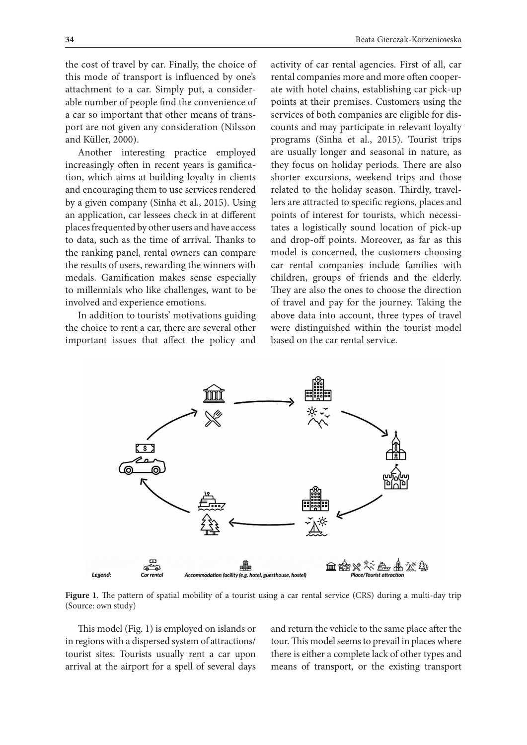the cost of travel by car. Finally, the choice of this mode of transport is influenced by one's attachment to a car. Simply put, a considerable number of people find the convenience of a car so important that other means of transport are not given any consideration (Nilsson and Küller, 2000).

Another interesting practice employed increasingly often in recent years is gamification, which aims at building loyalty in clients and encouraging them to use services rendered by a given company (Sinha et al., 2015). Using an application, car lessees check in at different places frequented by other users and have access to data, such as the time of arrival. Thanks to the ranking panel, rental owners can compare the results of users, rewarding the winners with medals. Gamification makes sense especially to millennials who like challenges, want to be involved and experience emotions.

In addition to tourists' motivations guiding the choice to rent a car, there are several other important issues that affect the policy and activity of car rental agencies. First of all, car rental companies more and more often cooperate with hotel chains, establishing car pick-up points at their premises. Customers using the services of both companies are eligible for discounts and may participate in relevant loyalty programs (Sinha et al., 2015). Tourist trips are usually longer and seasonal in nature, as they focus on holiday periods. There are also shorter excursions, weekend trips and those related to the holiday season. Thirdly, travellers are attracted to specific regions, places and points of interest for tourists, which necessitates a logistically sound location of pick-up and drop-off points. Moreover, as far as this model is concerned, the customers choosing car rental companies include families with children, groups of friends and the elderly. They are also the ones to choose the direction of travel and pay for the journey. Taking the above data into account, three types of travel were distinguished within the tourist model based on the car rental service.

Legend: Car rental; Accommodation facility (e.g. hotel, guesthouse, hostel); Place/Tourist attraction

**Figure 1**. The pattern of spatial mobility of a tourist using a car rental service (CRS) during a multi-day trip (Source: own study)

This model (Fig. 1) is employed on islands or in regions with a dispersed system of attractions/tourist sites. Tourists usually rent a car upon arrival at the airport for a spell of several days and return the vehicle to the same place after the tour. This model seems to prevail in places where there is either a complete lack of other types and means of transport, or the existing transport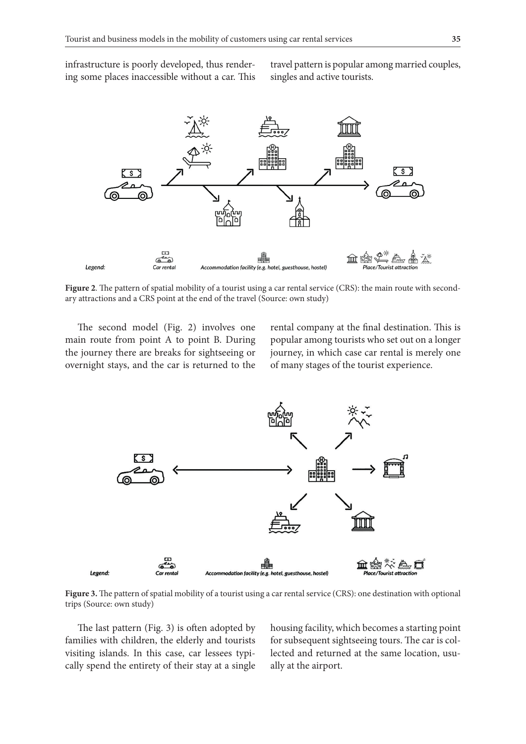infrastructure is poorly developed, thus rendering some places inaccessible without a car. This travel pattern is popular among married couples, singles and active tourists.

**Figure 2**. The pattern of spatial mobility of a tourist using a car rental service (CRS): the main route with secondary attractions and a CRS point at the end of the travel (Source: own study)

The second model (Fig. 2) involves one main route from point A to point B. During the journey there are breaks for sightseeing or overnight stays, and the car is returned to the rental company at the final destination. This is popular among tourists who set out on a longer journey, in which case car rental is merely one of many stages of the tourist experience.

**Figure 3.** The pattern of spatial mobility of a tourist using a car rental service (CRS): one destination with optional trips (Source: own study)

The last pattern (Fig. 3) is often adopted by families with children, the elderly and tourists visiting islands. In this case, car lessees typically spend the entirety of their stay at a single housing facility, which becomes a starting point for subsequent sightseeing tours. The car is collected and returned at the same location, usually at the airport.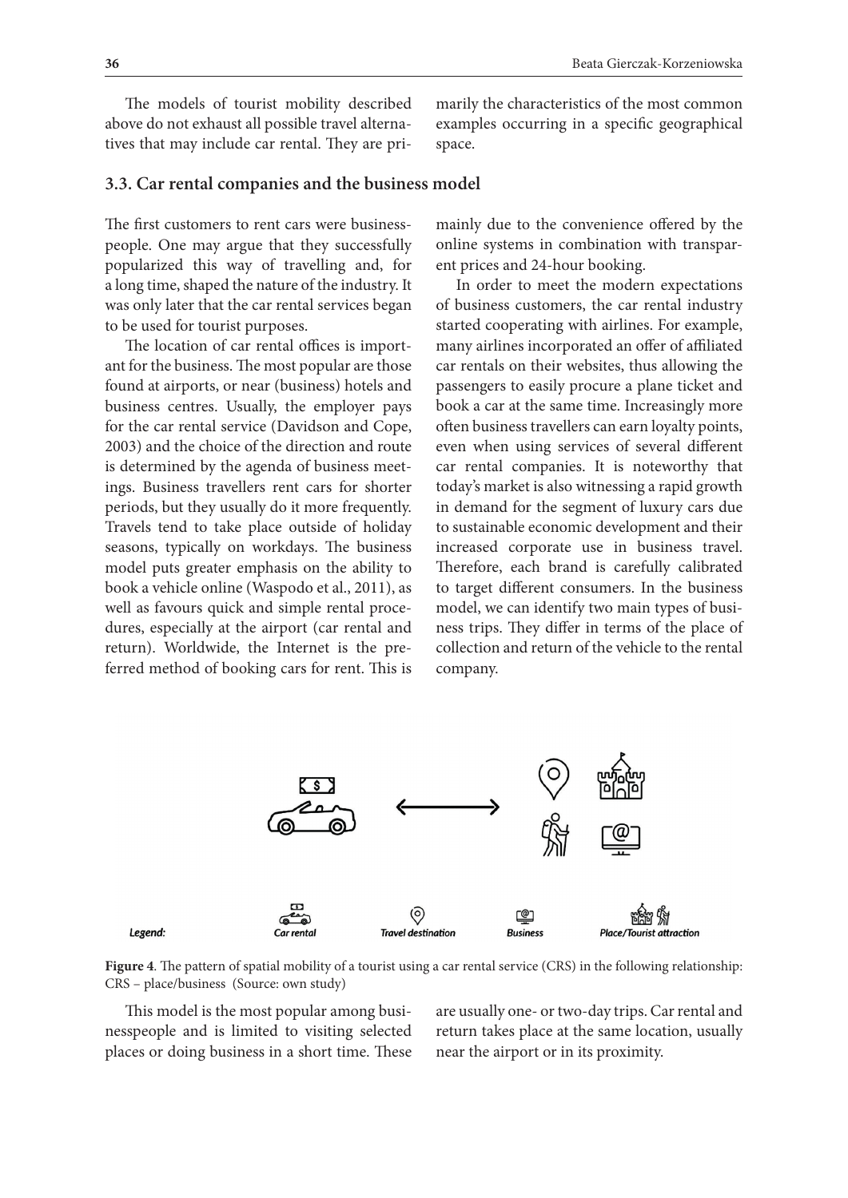The models of tourist mobility described above do not exhaust all possible travel alternatives that may include car rental. They are primarily the characteristics of the most common examples occurring in a specific geographical space.

### 3.3. Car rental companies and the business model

The first customers to rent cars were businesspeople. One may argue that they successfully popularized this way of travelling and, for a long time, shaped the nature of the industry. It was only later that the car rental services began to be used for tourist purposes.

The location of car rental offices is important for the business. The most popular are those found at airports, or near (business) hotels and business centres. Usually, the employer pays for the car rental service (Davidson and Cope, 2003) and the choice of the direction and route is determined by the agenda of business meetings. Business travellers rent cars for shorter periods, but they usually do it more frequently. Travels tend to take place outside of holiday seasons, typically on workdays. The business model puts greater emphasis on the ability to book a vehicle online (Waspodo et al., 2011), as well as favours quick and simple rental procedures, especially at the airport (car rental and return). Worldwide, the Internet is the preferred method of booking cars for rent. This is mainly due to the convenience offered by the online systems in combination with transparent prices and 24-hour booking.

In order to meet the modern expectations of business customers, the car rental industry started cooperating with airlines. For example, many airlines incorporated an offer of affiliated car rentals on their websites, thus allowing the passengers to easily procure a plane ticket and book a car at the same time. Increasingly more often business travellers can earn loyalty points, even when using services of several different car rental companies. It is noteworthy that today's market is also witnessing a rapid growth in demand for the segment of luxury cars due to sustainable economic development and their increased corporate use in business travel. Therefore, each brand is carefully calibrated to target different consumers. In the business model, we can identify two main types of business trips. They differ in terms of the place of collection and return of the vehicle to the rental company.

Legend: Car rental, Travel destination, Business, Place/Tourist attraction

**Figure 4**. The pattern of spatial mobility of a tourist using a car rental service (CRS) in the following relationship: CRS – place/business (Source: own study)

This model is the most popular among businesspeople and is limited to visiting selected places or doing business in a short time. These are usually one- or two-day trips. Car rental and return takes place at the same location, usually near the airport or in its proximity.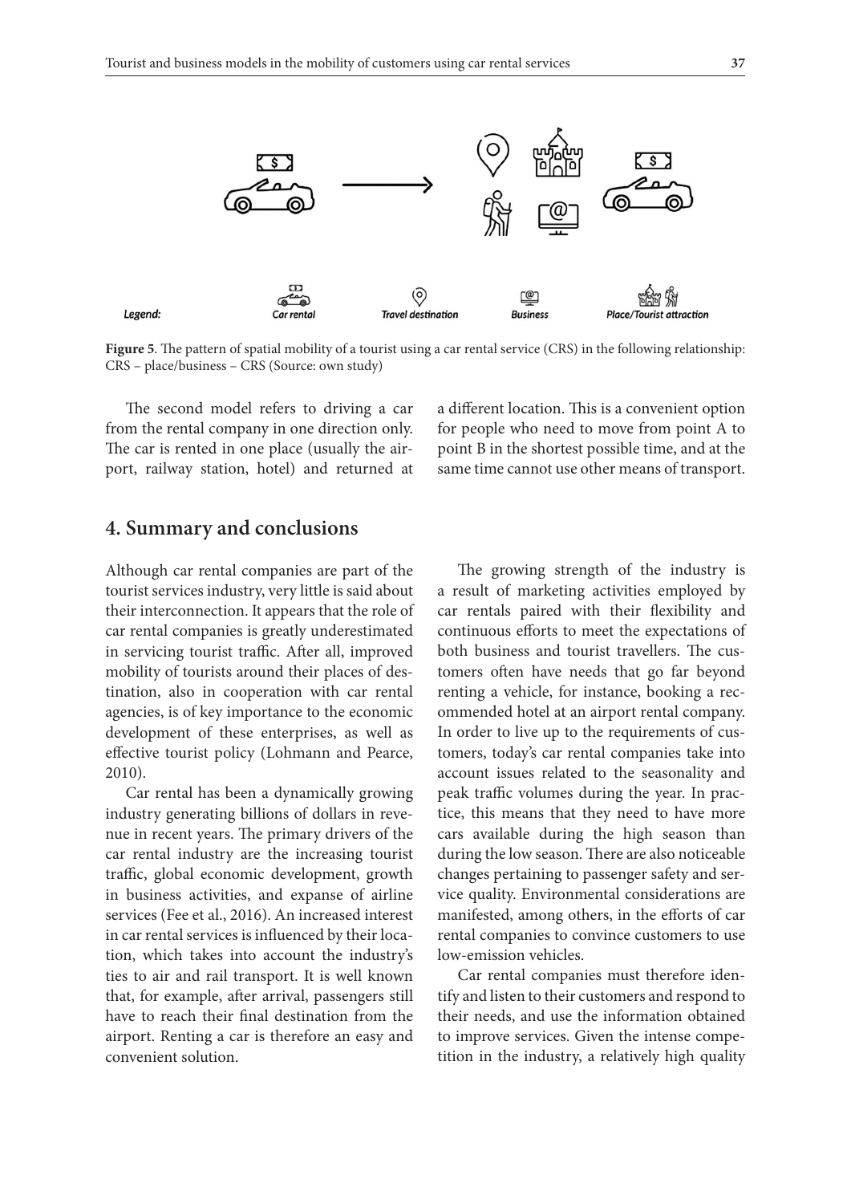Legend: Car rental · Travel destination · Business · Place/Tourist attraction

**Figure 5**. The pattern of spatial mobility of a tourist using a car rental service (CRS) in the following relationship: CRS – place/business – CRS (Source: own study)

The second model refers to driving a car from the rental company in one direction only. The car is rented in one place (usually the airport, railway station, hotel) and returned at a different location. This is a convenient option for people who need to move from point A to point B in the shortest possible time, and at the same time cannot use other means of transport.

## 4. Summary and conclusions

Although car rental companies are part of the tourist services industry, very little is said about their interconnection. It appears that the role of car rental companies is greatly underestimated in servicing tourist traffic. After all, improved mobility of tourists around their places of destination, also in cooperation with car rental agencies, is of key importance to the economic development of these enterprises, as well as effective tourist policy (Lohmann and Pearce, 2010).

Car rental has been a dynamically growing industry generating billions of dollars in revenue in recent years. The primary drivers of the car rental industry are the increasing tourist traffic, global economic development, growth in business activities, and expanse of airline services (Fee et al., 2016). An increased interest in car rental services is influenced by their location, which takes into account the industry's ties to air and rail transport. It is well known that, for example, after arrival, passengers still have to reach their final destination from the airport. Renting a car is therefore an easy and convenient solution.

The growing strength of the industry is a result of marketing activities employed by car rentals paired with their flexibility and continuous efforts to meet the expectations of both business and tourist travellers. The customers often have needs that go far beyond renting a vehicle, for instance, booking a recommended hotel at an airport rental company. In order to live up to the requirements of customers, today's car rental companies take into account issues related to the seasonality and peak traffic volumes during the year. In practice, this means that they need to have more cars available during the high season than during the low season. There are also noticeable changes pertaining to passenger safety and service quality. Environmental considerations are manifested, among others, in the efforts of car rental companies to convince customers to use low-emission vehicles.

Car rental companies must therefore identify and listen to their customers and respond to their needs, and use the information obtained to improve services. Given the intense competition in the industry, a relatively high quality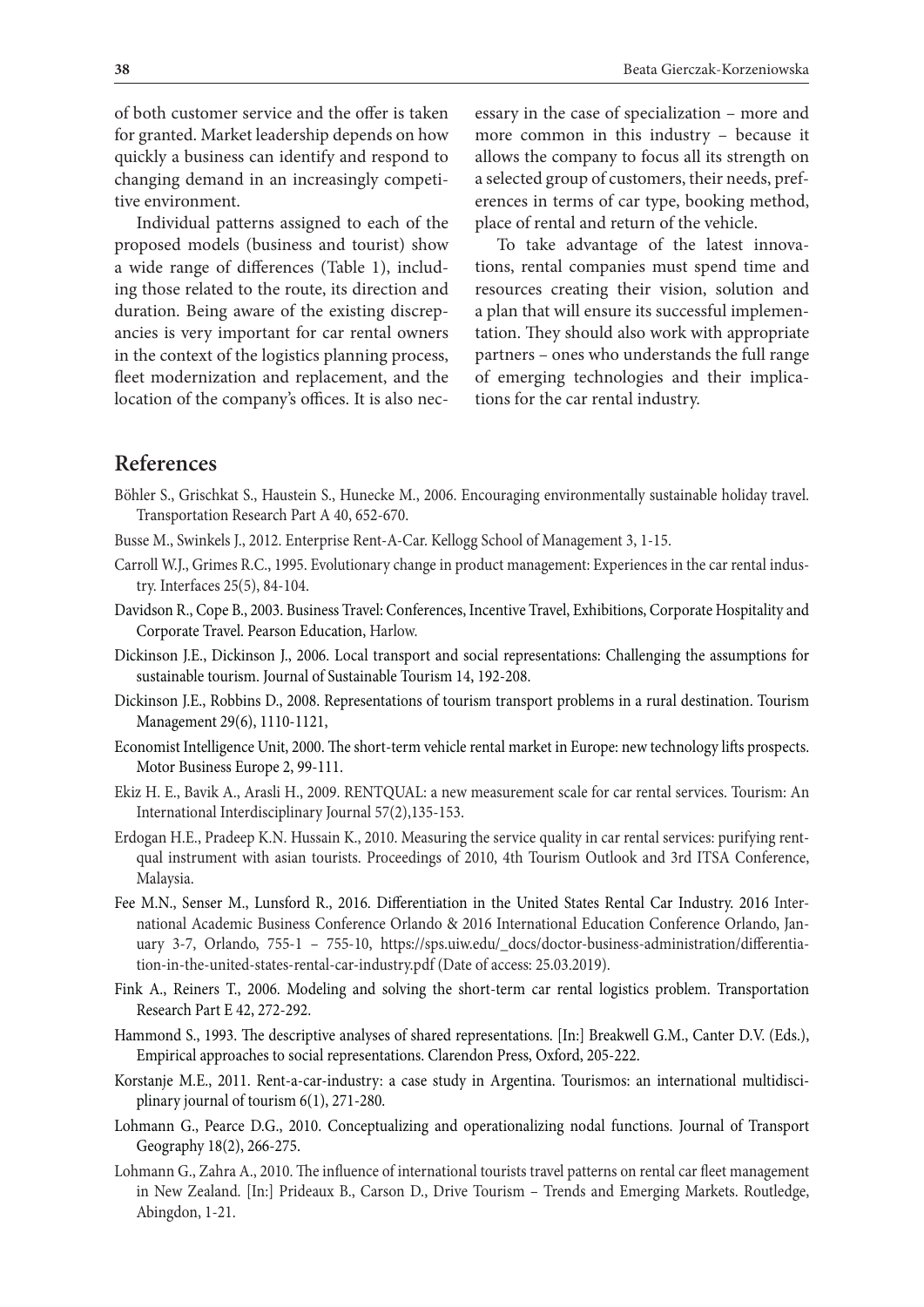of both customer service and the offer is taken for granted. Market leadership depends on how quickly a business can identify and respond to changing demand in an increasingly competitive environment.

Individual patterns assigned to each of the proposed models (business and tourist) show a wide range of differences (Table 1), including those related to the route, its direction and duration. Being aware of the existing discrepancies is very important for car rental owners in the context of the logistics planning process, fleet modernization and replacement, and the location of the company's offices. It is also necessary in the case of specialization – more and more common in this industry – because it allows the company to focus all its strength on a selected group of customers, their needs, preferences in terms of car type, booking method, place of rental and return of the vehicle.

To take advantage of the latest innovations, rental companies must spend time and resources creating their vision, solution and a plan that will ensure its successful implementation. They should also work with appropriate partners – ones who understands the full range of emerging technologies and their implications for the car rental industry.

## References

Böhler S., Grischkat S., Haustein S., Hunecke M., 2006. Encouraging environmentally sustainable holiday travel. Transportation Research Part A 40, 652-670.

Busse M., Swinkels J., 2012. Enterprise Rent-A-Car. Kellogg School of Management 3, 1-15.

Carroll W.J., Grimes R.C., 1995. Evolutionary change in product management: Experiences in the car rental industry. Interfaces 25(5), 84-104.

Davidson R., Cope B., 2003. Business Travel: Conferences, Incentive Travel, Exhibitions, Corporate Hospitality and Corporate Travel. Pearson Education, Harlow.

Dickinson J.E., Dickinson J., 2006. Local transport and social representations: Challenging the assumptions for sustainable tourism. Journal of Sustainable Tourism 14, 192-208.

Dickinson J.E., Robbins D., 2008. Representations of tourism transport problems in a rural destination. Tourism Management 29(6), 1110-1121,

Economist Intelligence Unit, 2000. The short-term vehicle rental market in Europe: new technology lifts prospects. Motor Business Europe 2, 99-111.

Ekiz H. E., Bavik A., Arasli H., 2009. RENTQUAL: a new measurement scale for car rental services. Tourism: An International Interdisciplinary Journal 57(2),135-153.

Erdogan H.E., Pradeep K.N. Hussain K., 2010. Measuring the service quality in car rental services: purifying rentqual instrument with asian tourists. Proceedings of 2010, 4th Tourism Outlook and 3rd ITSA Conference, Malaysia.

Fee M.N., Senser M., Lunsford R., 2016. Differentiation in the United States Rental Car Industry. 2016 International Academic Business Conference Orlando & 2016 International Education Conference Orlando, January 3-7, Orlando, 755-1 – 755-10, https://sps.uiw.edu/_docs/doctor-business-administration/differentiation-in-the-united-states-rental-car-industry.pdf (Date of access: 25.03.2019).

Fink A., Reiners T., 2006. Modeling and solving the short-term car rental logistics problem. Transportation Research Part E 42, 272-292.

Hammond S., 1993. The descriptive analyses of shared representations. [In:] Breakwell G.M., Canter D.V. (Eds.), Empirical approaches to social representations. Clarendon Press, Oxford, 205-222.

Korstanje M.E., 2011. Rent-a-car-industry: a case study in Argentina. Tourismos: an international multidisciplinary journal of tourism 6(1), 271-280.

Lohmann G., Pearce D.G., 2010. Conceptualizing and operationalizing nodal functions. Journal of Transport Geography 18(2), 266-275.

Lohmann G., Zahra A., 2010. The influence of international tourists travel patterns on rental car fleet management in New Zealand. [In:] Prideaux B., Carson D., Drive Tourism – Trends and Emerging Markets. Routledge, Abingdon, 1-21.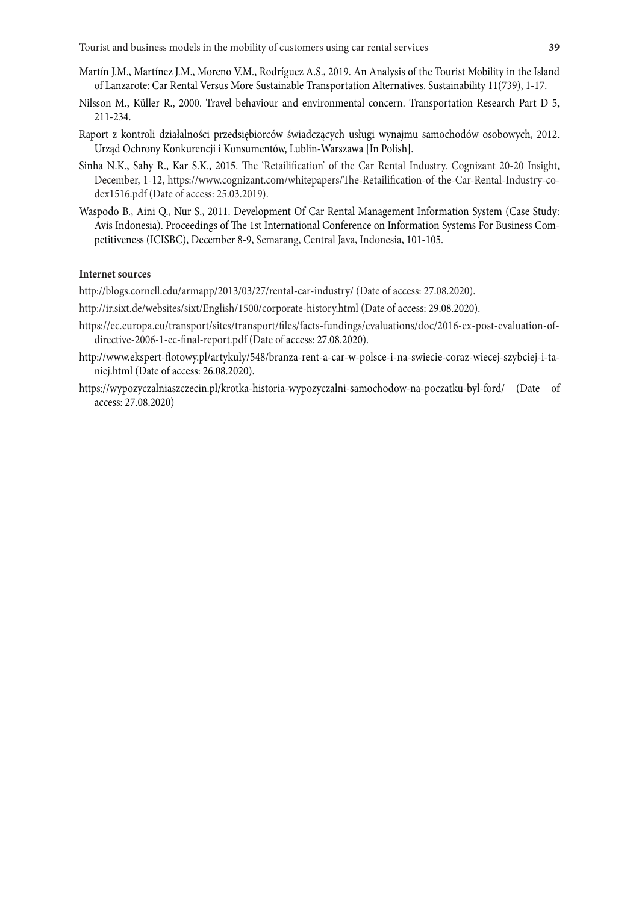Martín J.M., Martínez J.M., Moreno V.M., Rodríguez A.S., 2019. An Analysis of the Tourist Mobility in the Island of Lanzarote: Car Rental Versus More Sustainable Transportation Alternatives. Sustainability 11(739), 1-17.

Nilsson M., Küller R., 2000. Travel behaviour and environmental concern. Transportation Research Part D 5, 211-234.

Raport z kontroli działalności przedsiębiorców świadczących usługi wynajmu samochodów osobowych, 2012. Urząd Ochrony Konkurencji i Konsumentów, Lublin-Warszawa [In Polish].

Sinha N.K., Sahy R., Kar S.K., 2015. The 'Retailification' of the Car Rental Industry. Cognizant 20-20 Insight, December, 1-12, https://www.cognizant.com/whitepapers/The-Retailification-of-the-Car-Rental-Industry-codex1516.pdf (Date of access: 25.03.2019).

Waspodo B., Aini Q., Nur S., 2011. Development Of Car Rental Management Information System (Case Study: Avis Indonesia). Proceedings of The 1st International Conference on Information Systems For Business Competitiveness (ICISBC), December 8-9, Semarang, Central Java, Indonesia, 101-105.

**Internet sources**

http://blogs.cornell.edu/armapp/2013/03/27/rental-car-industry/ (Date of access: 27.08.2020).

http://ir.sixt.de/websites/sixt/English/1500/corporate-history.html (Date of access: 29.08.2020).

https://ec.europa.eu/transport/sites/transport/files/facts-fundings/evaluations/doc/2016-ex-post-evaluation-of-directive-2006-1-ec-final-report.pdf (Date of access: 27.08.2020).

http://www.ekspert-flotowy.pl/artykuly/548/branza-rent-a-car-w-polsce-i-na-swiecie-coraz-wiecej-szybciej-i-taniej.html (Date of access: 26.08.2020).

https://wypozyczalniaszczecin.pl/krotka-historia-wypozyczalni-samochodow-na-poczatku-byl-ford/ (Date of access: 27.08.2020)